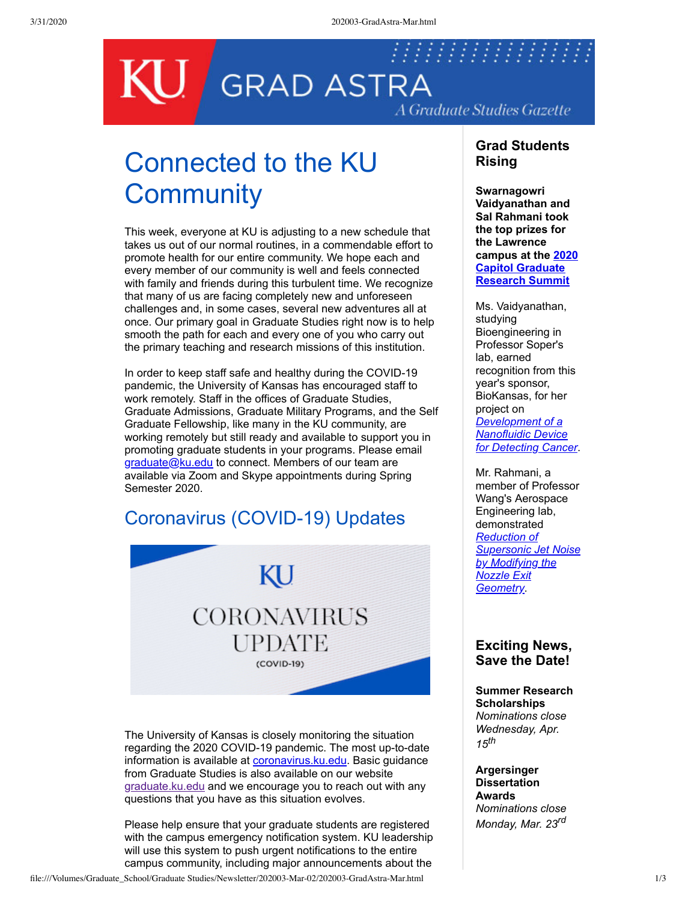# KU GRAD ASTRA

*A Graduate Studies Gazette*

# Connected to the KU Community

This week, everyone at KU is adjusting to a new schedule that takes us out of our normal routines, in a commendable effort to promote health for our entire community. We hope each and every member of our community is well and feels connected with family and friends during this turbulent time. We recognize that many of us are facing completely new and unforeseen challenges and, in some cases, several new adventures all at once. Our primary goal in Graduate Studies right now is to help smooth the path for each and every one of you who carry out the primary teaching and research missions of this institution.

In order to keep staff safe and healthy during the COVID-19 pandemic, the University of Kansas has encouraged staff to work remotely. Staff in the offices of Graduate Studies, Graduate Admissions, Graduate Military Programs, and the Self Graduate Fellowship, like many in the KU community, are working remotely but still ready and available to support you in promoting graduate students in your programs. Please email graduate@ku.edu to connect. Members of our team are available via Zoom and Skype appointments during Spring Semester 2020.

## Coronavirus (COVID-19) Updates

KU CORONAVIRUS UPDATE (COVID-19)

The University of Kansas is closely monitoring the situation regarding the 2020 COVID-19 pandemic. The most up-to-date information is available at coronavirus.ku.edu. Basic guidance from Graduate Studies is also available on our website graduate.ku.edu and we encourage you to reach out with any questions that you have as this situation evolves.

Please help ensure that your graduate students are registered with the campus emergency notification system. KU leadership will use this system to push urgent notifications to the entire campus community, including major announcements about the

## Grad Students Rising

**Swarnagowri Vaidyanathan and Sal Rahmani took the top prizes for the Lawrence campus at the 2020 Capitol Graduate Research Summit**

Ms. Vaidyanathan, studying Bioengineering in Professor Soper's lab, earned recognition from this year's sponsor, BioKansas, for her project on *Development of a Nanofluidic Device for Detecting Cancer*.

Mr. Rahmani, a member of Professor Wang's Aerospace Engineering lab, demonstrated *Reduction of Supersonic Jet Noise by Modifying the Nozzle Exit Geometry*.

## Exciting News, Save the Date!

**Summer Research Scholarships**
*Nominations close Wednesday, Apr. 15th*

**Argersinger Dissertation Awards**
*Nominations close Monday, Mar. 23rd*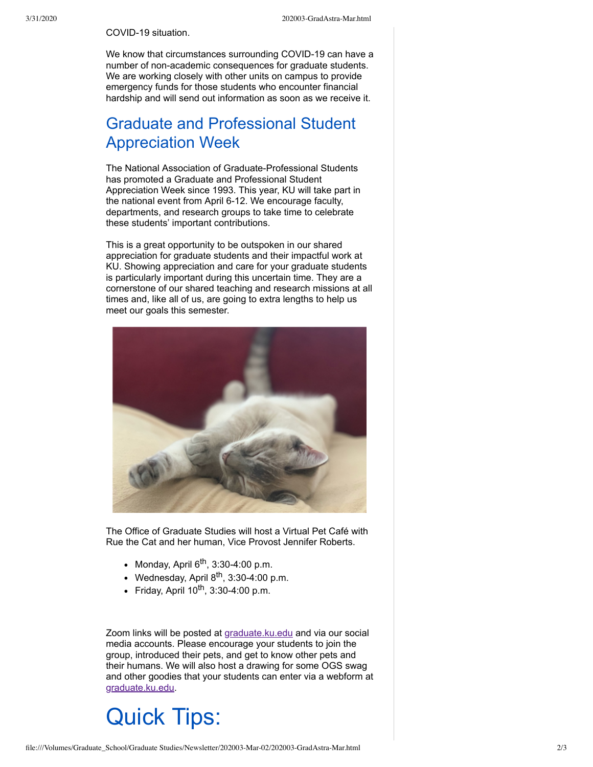COVID-19 situation.

We know that circumstances surrounding COVID-19 can have a number of non-academic consequences for graduate students. We are working closely with other units on campus to provide emergency funds for those students who encounter financial hardship and will send out information as soon as we receive it.

## Graduate and Professional Student Appreciation Week

The National Association of Graduate-Professional Students has promoted a Graduate and Professional Student Appreciation Week since 1993. This year, KU will take part in the national event from April 6-12. We encourage faculty, departments, and research groups to take time to celebrate these students' important contributions.

This is a great opportunity to be outspoken in our shared appreciation for graduate students and their impactful work at KU. Showing appreciation and care for your graduate students is particularly important during this uncertain time. They are a cornerstone of our shared teaching and research missions at all times and, like all of us, are going to extra lengths to help us meet our goals this semester.

The Office of Graduate Studies will host a Virtual Pet Café with Rue the Cat and her human, Vice Provost Jennifer Roberts.

- Monday, April 6th, 3:30-4:00 p.m.
- Wednesday, April 8th, 3:30-4:00 p.m.
- Friday, April 10th, 3:30-4:00 p.m.

Zoom links will be posted at graduate.ku.edu and via our social media accounts. Please encourage your students to join the group, introduced their pets, and get to know other pets and their humans. We will also host a drawing for some OGS swag and other goodies that your students can enter via a webform at graduate.ku.edu.

# Quick Tips: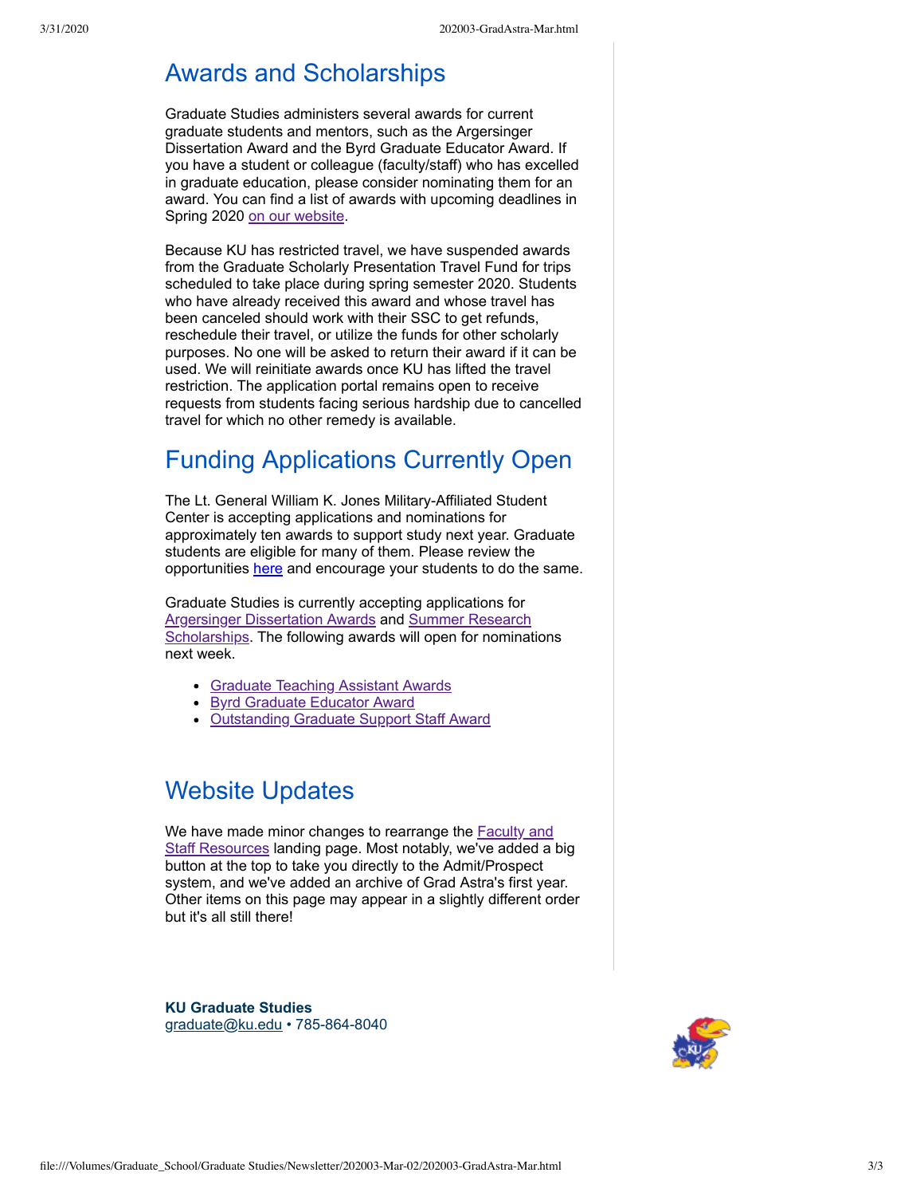## Awards and Scholarships

Graduate Studies administers several awards for current graduate students and mentors, such as the Argersinger Dissertation Award and the Byrd Graduate Educator Award. If you have a student or colleague (faculty/staff) who has excelled in graduate education, please consider nominating them for an award. You can find a list of awards with upcoming deadlines in Spring 2020 on our website.

Because KU has restricted travel, we have suspended awards from the Graduate Scholarly Presentation Travel Fund for trips scheduled to take place during spring semester 2020. Students who have already received this award and whose travel has been canceled should work with their SSC to get refunds, reschedule their travel, or utilize the funds for other scholarly purposes. No one will be asked to return their award if it can be used. We will reinitiate awards once KU has lifted the travel restriction. The application portal remains open to receive requests from students facing serious hardship due to cancelled travel for which no other remedy is available.

## Funding Applications Currently Open

The Lt. General William K. Jones Military-Affiliated Student Center is accepting applications and nominations for approximately ten awards to support study next year. Graduate students are eligible for many of them. Please review the opportunities here and encourage your students to do the same.

Graduate Studies is currently accepting applications for Argersinger Dissertation Awards and Summer Research Scholarships. The following awards will open for nominations next week.

- Graduate Teaching Assistant Awards
- Byrd Graduate Educator Award
- Outstanding Graduate Support Staff Award

## Website Updates

We have made minor changes to rearrange the Faculty and Staff Resources landing page. Most notably, we've added a big button at the top to take you directly to the Admit/Prospect system, and we've added an archive of Grad Astra's first year. Other items on this page may appear in a slightly different order but it's all still there!

**KU Graduate Studies**
graduate@ku.edu • 785-864-8040